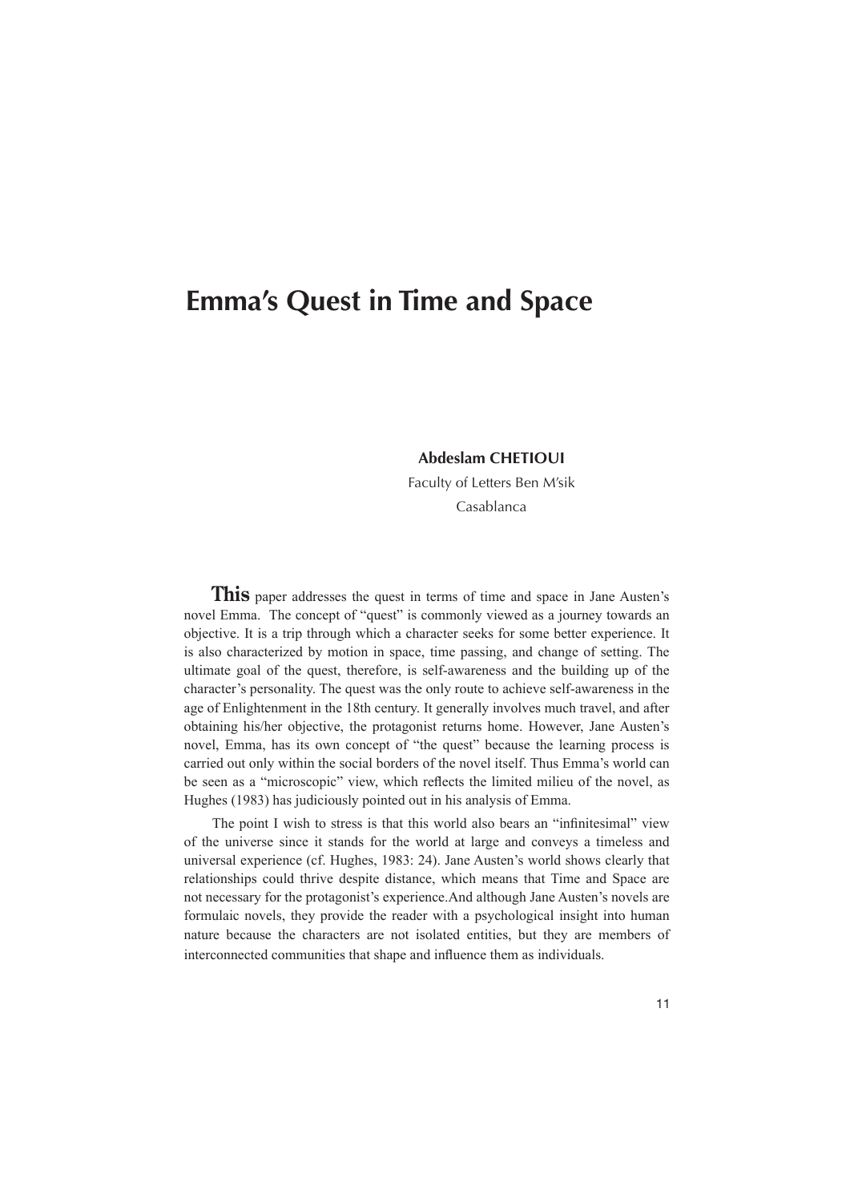# Emma's Quest in Time and Space

**Abdeslam CHETIOUI**

Faculty of Letters Ben M'sik

Casablanca

**This** paper addresses the quest in terms of time and space in Jane Austen's novel Emma. The concept of "quest" is commonly viewed as a journey towards an objective. It is a trip through which a character seeks for some better experience. It is also characterized by motion in space, time passing, and change of setting. The ultimate goal of the quest, therefore, is self-awareness and the building up of the character's personality. The quest was the only route to achieve self-awareness in the age of Enlightenment in the 18th century. It generally involves much travel, and after obtaining his/her objective, the protagonist returns home. However, Jane Austen's novel, Emma, has its own concept of "the quest" because the learning process is carried out only within the social borders of the novel itself. Thus Emma's world can be seen as a "microscopic" view, which reflects the limited milieu of the novel, as Hughes (1983) has judiciously pointed out in his analysis of Emma.

The point I wish to stress is that this world also bears an "infinitesimal" view of the universe since it stands for the world at large and conveys a timeless and universal experience (cf. Hughes, 1983: 24). Jane Austen's world shows clearly that relationships could thrive despite distance, which means that Time and Space are not necessary for the protagonist's experience.And although Jane Austen's novels are formulaic novels, they provide the reader with a psychological insight into human nature because the characters are not isolated entities, but they are members of interconnected communities that shape and influence them as individuals.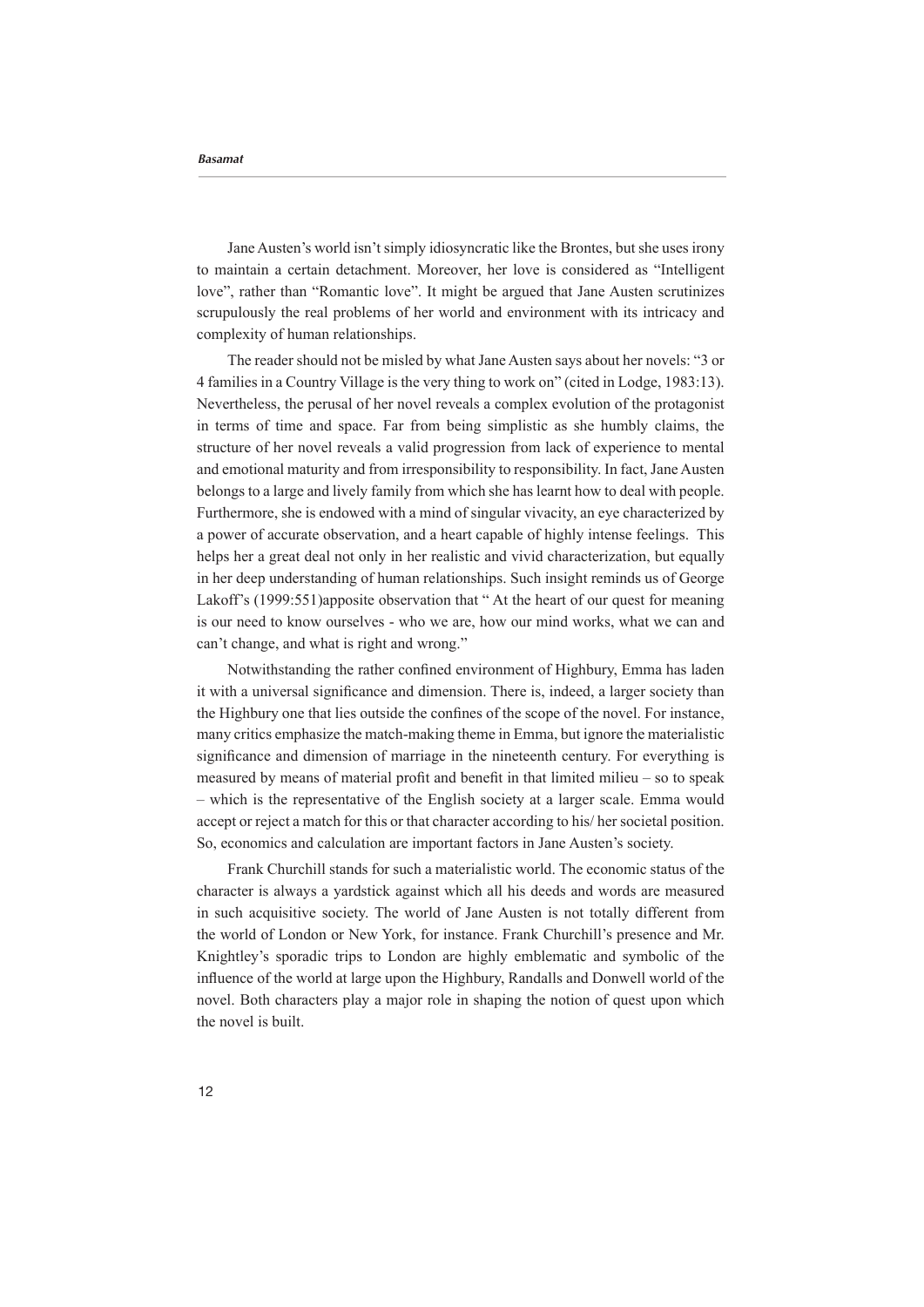Jane Austen's world isn't simply idiosyncratic like the Brontes, but she uses irony to maintain a certain detachment. Moreover, her love is considered as "Intelligent love", rather than "Romantic love". It might be argued that Jane Austen scrutinizes scrupulously the real problems of her world and environment with its intricacy and complexity of human relationships.

The reader should not be misled by what Jane Austen says about her novels: "3 or 4 families in a Country Village is the very thing to work on" (cited in Lodge, 1983:13). Nevertheless, the perusal of her novel reveals a complex evolution of the protagonist in terms of time and space. Far from being simplistic as she humbly claims, the structure of her novel reveals a valid progression from lack of experience to mental and emotional maturity and from irresponsibility to responsibility. In fact, Jane Austen belongs to a large and lively family from which she has learnt how to deal with people. Furthermore, she is endowed with a mind of singular vivacity, an eye characterized by a power of accurate observation, and a heart capable of highly intense feelings. This helps her a great deal not only in her realistic and vivid characterization, but equally in her deep understanding of human relationships. Such insight reminds us of George Lakoff's (1999:551)apposite observation that " At the heart of our quest for meaning is our need to know ourselves - who we are, how our mind works, what we can and can't change, and what is right and wrong."

Notwithstanding the rather confined environment of Highbury, Emma has laden it with a universal significance and dimension. There is, indeed, a larger society than the Highbury one that lies outside the confines of the scope of the novel. For instance, many critics emphasize the match-making theme in Emma, but ignore the materialistic significance and dimension of marriage in the nineteenth century. For everything is measured by means of material profit and benefit in that limited milieu – so to speak – which is the representative of the English society at a larger scale. Emma would accept or reject a match for this or that character according to his/ her societal position. So, economics and calculation are important factors in Jane Austen's society.

Frank Churchill stands for such a materialistic world. The economic status of the character is always a yardstick against which all his deeds and words are measured in such acquisitive society. The world of Jane Austen is not totally different from the world of London or New York, for instance. Frank Churchill's presence and Mr. Knightley's sporadic trips to London are highly emblematic and symbolic of the influence of the world at large upon the Highbury, Randalls and Donwell world of the novel. Both characters play a major role in shaping the notion of quest upon which the novel is built.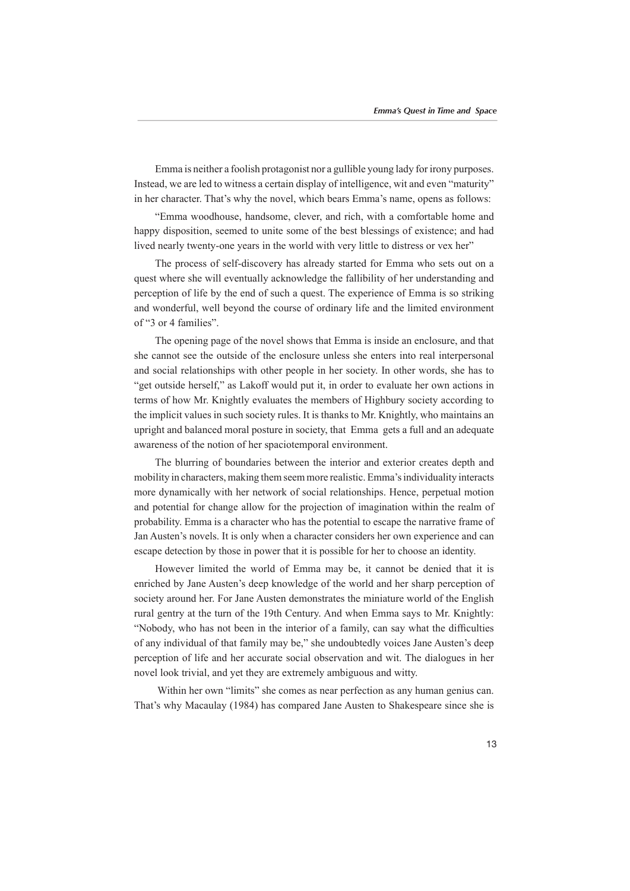Emma is neither a foolish protagonist nor a gullible young lady for irony purposes. Instead, we are led to witness a certain display of intelligence, wit and even "maturity" in her character. That's why the novel, which bears Emma's name, opens as follows:

"Emma woodhouse, handsome, clever, and rich, with a comfortable home and happy disposition, seemed to unite some of the best blessings of existence; and had lived nearly twenty-one years in the world with very little to distress or vex her"

The process of self-discovery has already started for Emma who sets out on a quest where she will eventually acknowledge the fallibility of her understanding and perception of life by the end of such a quest. The experience of Emma is so striking and wonderful, well beyond the course of ordinary life and the limited environment of "3 or 4 families".

The opening page of the novel shows that Emma is inside an enclosure, and that she cannot see the outside of the enclosure unless she enters into real interpersonal and social relationships with other people in her society. In other words, she has to "get outside herself," as Lakoff would put it, in order to evaluate her own actions in terms of how Mr. Knightly evaluates the members of Highbury society according to the implicit values in such society rules. It is thanks to Mr. Knightly, who maintains an upright and balanced moral posture in society, that Emma gets a full and an adequate awareness of the notion of her spaciotemporal environment.

The blurring of boundaries between the interior and exterior creates depth and mobility in characters, making them seem more realistic. Emma's individuality interacts more dynamically with her network of social relationships. Hence, perpetual motion and potential for change allow for the projection of imagination within the realm of probability. Emma is a character who has the potential to escape the narrative frame of Jan Austen's novels. It is only when a character considers her own experience and can escape detection by those in power that it is possible for her to choose an identity.

However limited the world of Emma may be, it cannot be denied that it is enriched by Jane Austen's deep knowledge of the world and her sharp perception of society around her. For Jane Austen demonstrates the miniature world of the English rural gentry at the turn of the 19th Century. And when Emma says to Mr. Knightly: "Nobody, who has not been in the interior of a family, can say what the difficulties of any individual of that family may be," she undoubtedly voices Jane Austen's deep perception of life and her accurate social observation and wit. The dialogues in her novel look trivial, and yet they are extremely ambiguous and witty.

Within her own "limits" she comes as near perfection as any human genius can. That's why Macaulay (1984) has compared Jane Austen to Shakespeare since she is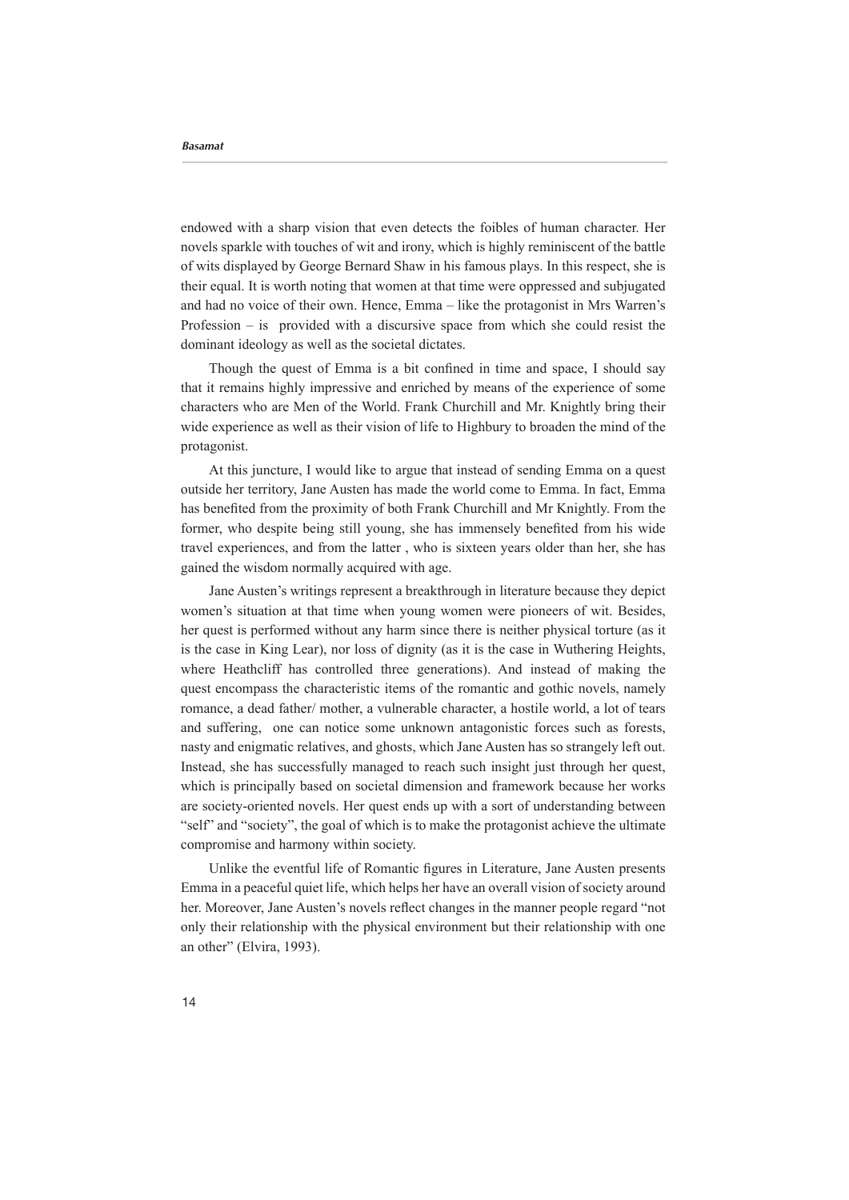endowed with a sharp vision that even detects the foibles of human character. Her novels sparkle with touches of wit and irony, which is highly reminiscent of the battle of wits displayed by George Bernard Shaw in his famous plays. In this respect, she is their equal. It is worth noting that women at that time were oppressed and subjugated and had no voice of their own. Hence, Emma – like the protagonist in Mrs Warren's Profession – is provided with a discursive space from which she could resist the dominant ideology as well as the societal dictates.

Though the quest of Emma is a bit confined in time and space, I should say that it remains highly impressive and enriched by means of the experience of some characters who are Men of the World. Frank Churchill and Mr. Knightly bring their wide experience as well as their vision of life to Highbury to broaden the mind of the protagonist.

At this juncture, I would like to argue that instead of sending Emma on a quest outside her territory, Jane Austen has made the world come to Emma. In fact, Emma has benefited from the proximity of both Frank Churchill and Mr Knightly. From the former, who despite being still young, she has immensely benefited from his wide travel experiences, and from the latter , who is sixteen years older than her, she has gained the wisdom normally acquired with age.

Jane Austen's writings represent a breakthrough in literature because they depict women's situation at that time when young women were pioneers of wit. Besides, her quest is performed without any harm since there is neither physical torture (as it is the case in King Lear), nor loss of dignity (as it is the case in Wuthering Heights, where Heathcliff has controlled three generations). And instead of making the quest encompass the characteristic items of the romantic and gothic novels, namely romance, a dead father/ mother, a vulnerable character, a hostile world, a lot of tears and suffering, one can notice some unknown antagonistic forces such as forests, nasty and enigmatic relatives, and ghosts, which Jane Austen has so strangely left out. Instead, she has successfully managed to reach such insight just through her quest, which is principally based on societal dimension and framework because her works are society-oriented novels. Her quest ends up with a sort of understanding between "self" and "society", the goal of which is to make the protagonist achieve the ultimate compromise and harmony within society.

Unlike the eventful life of Romantic figures in Literature, Jane Austen presents Emma in a peaceful quiet life, which helps her have an overall vision of society around her. Moreover, Jane Austen's novels reflect changes in the manner people regard "not only their relationship with the physical environment but their relationship with one an other" (Elvira, 1993).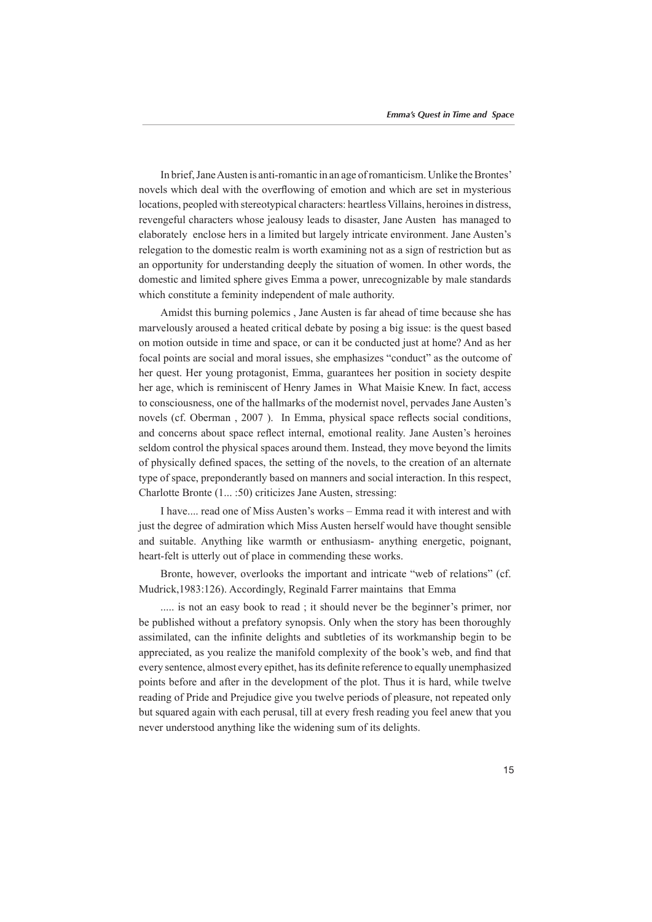In brief, Jane Austen is anti-romantic in an age of romanticism. Unlike the Brontes' novels which deal with the overflowing of emotion and which are set in mysterious locations, peopled with stereotypical characters: heartless Villains, heroines in distress, revengeful characters whose jealousy leads to disaster, Jane Austen has managed to elaborately enclose hers in a limited but largely intricate environment. Jane Austen's relegation to the domestic realm is worth examining not as a sign of restriction but as an opportunity for understanding deeply the situation of women. In other words, the domestic and limited sphere gives Emma a power, unrecognizable by male standards which constitute a feminity independent of male authority.

Amidst this burning polemics , Jane Austen is far ahead of time because she has marvelously aroused a heated critical debate by posing a big issue: is the quest based on motion outside in time and space, or can it be conducted just at home? And as her focal points are social and moral issues, she emphasizes "conduct" as the outcome of her quest. Her young protagonist, Emma, guarantees her position in society despite her age, which is reminiscent of Henry James in What Maisie Knew. In fact, access to consciousness, one of the hallmarks of the modernist novel, pervades Jane Austen's novels (cf. Oberman , 2007 ). In Emma, physical space reflects social conditions, and concerns about space reflect internal, emotional reality. Jane Austen's heroines seldom control the physical spaces around them. Instead, they move beyond the limits of physically defined spaces, the setting of the novels, to the creation of an alternate type of space, preponderantly based on manners and social interaction. In this respect, Charlotte Bronte (1... :50) criticizes Jane Austen, stressing:

I have.... read one of Miss Austen's works – Emma read it with interest and with just the degree of admiration which Miss Austen herself would have thought sensible and suitable. Anything like warmth or enthusiasm- anything energetic, poignant, heart-felt is utterly out of place in commending these works.

Bronte, however, overlooks the important and intricate "web of relations" (cf. Mudrick,1983:126). Accordingly, Reginald Farrer maintains that Emma

..... is not an easy book to read ; it should never be the beginner's primer, nor be published without a prefatory synopsis. Only when the story has been thoroughly assimilated, can the infinite delights and subtleties of its workmanship begin to be appreciated, as you realize the manifold complexity of the book's web, and find that every sentence, almost every epithet, has its definite reference to equally unemphasized points before and after in the development of the plot. Thus it is hard, while twelve reading of Pride and Prejudice give you twelve periods of pleasure, not repeated only but squared again with each perusal, till at every fresh reading you feel anew that you never understood anything like the widening sum of its delights.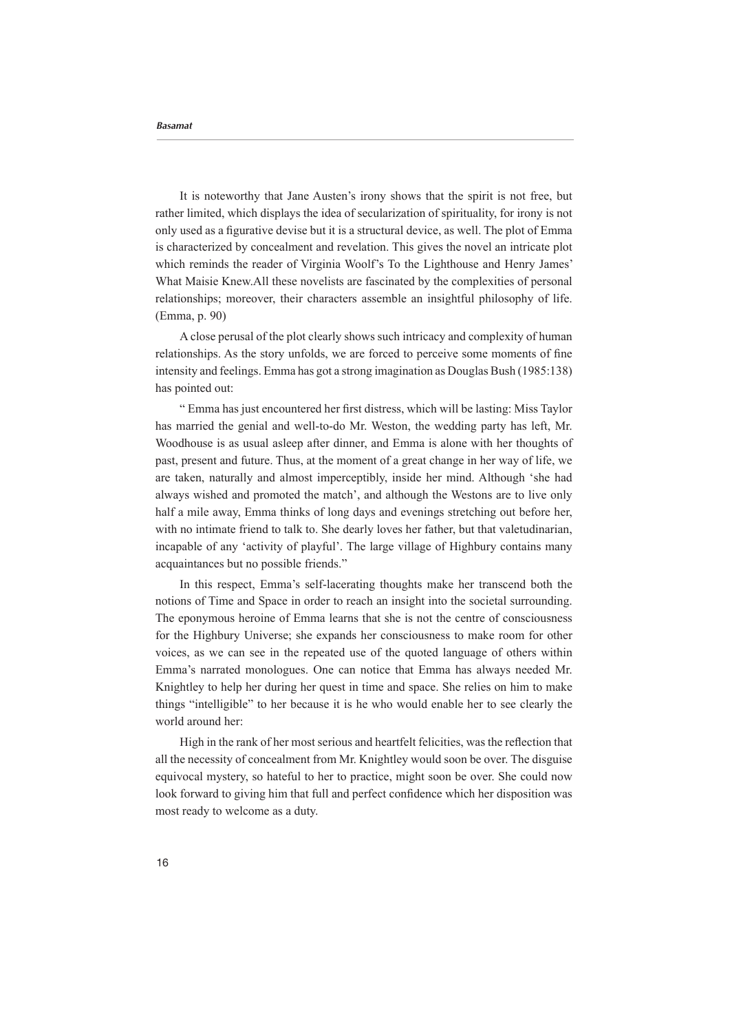It is noteworthy that Jane Austen's irony shows that the spirit is not free, but rather limited, which displays the idea of secularization of spirituality, for irony is not only used as a figurative devise but it is a structural device, as well. The plot of Emma is characterized by concealment and revelation. This gives the novel an intricate plot which reminds the reader of Virginia Woolf's To the Lighthouse and Henry James' What Maisie Knew.All these novelists are fascinated by the complexities of personal relationships; moreover, their characters assemble an insightful philosophy of life. (Emma, p. 90)

A close perusal of the plot clearly shows such intricacy and complexity of human relationships. As the story unfolds, we are forced to perceive some moments of fine intensity and feelings. Emma has got a strong imagination as Douglas Bush (1985:138) has pointed out:

" Emma has just encountered her first distress, which will be lasting: Miss Taylor has married the genial and well-to-do Mr. Weston, the wedding party has left, Mr. Woodhouse is as usual asleep after dinner, and Emma is alone with her thoughts of past, present and future. Thus, at the moment of a great change in her way of life, we are taken, naturally and almost imperceptibly, inside her mind. Although 'she had always wished and promoted the match', and although the Westons are to live only half a mile away, Emma thinks of long days and evenings stretching out before her, with no intimate friend to talk to. She dearly loves her father, but that valetudinarian, incapable of any 'activity of playful'. The large village of Highbury contains many acquaintances but no possible friends."

In this respect, Emma's self-lacerating thoughts make her transcend both the notions of Time and Space in order to reach an insight into the societal surrounding. The eponymous heroine of Emma learns that she is not the centre of consciousness for the Highbury Universe; she expands her consciousness to make room for other voices, as we can see in the repeated use of the quoted language of others within Emma's narrated monologues. One can notice that Emma has always needed Mr. Knightley to help her during her quest in time and space. She relies on him to make things "intelligible" to her because it is he who would enable her to see clearly the world around her:

High in the rank of her most serious and heartfelt felicities, was the reflection that all the necessity of concealment from Mr. Knightley would soon be over. The disguise equivocal mystery, so hateful to her to practice, might soon be over. She could now look forward to giving him that full and perfect confidence which her disposition was most ready to welcome as a duty.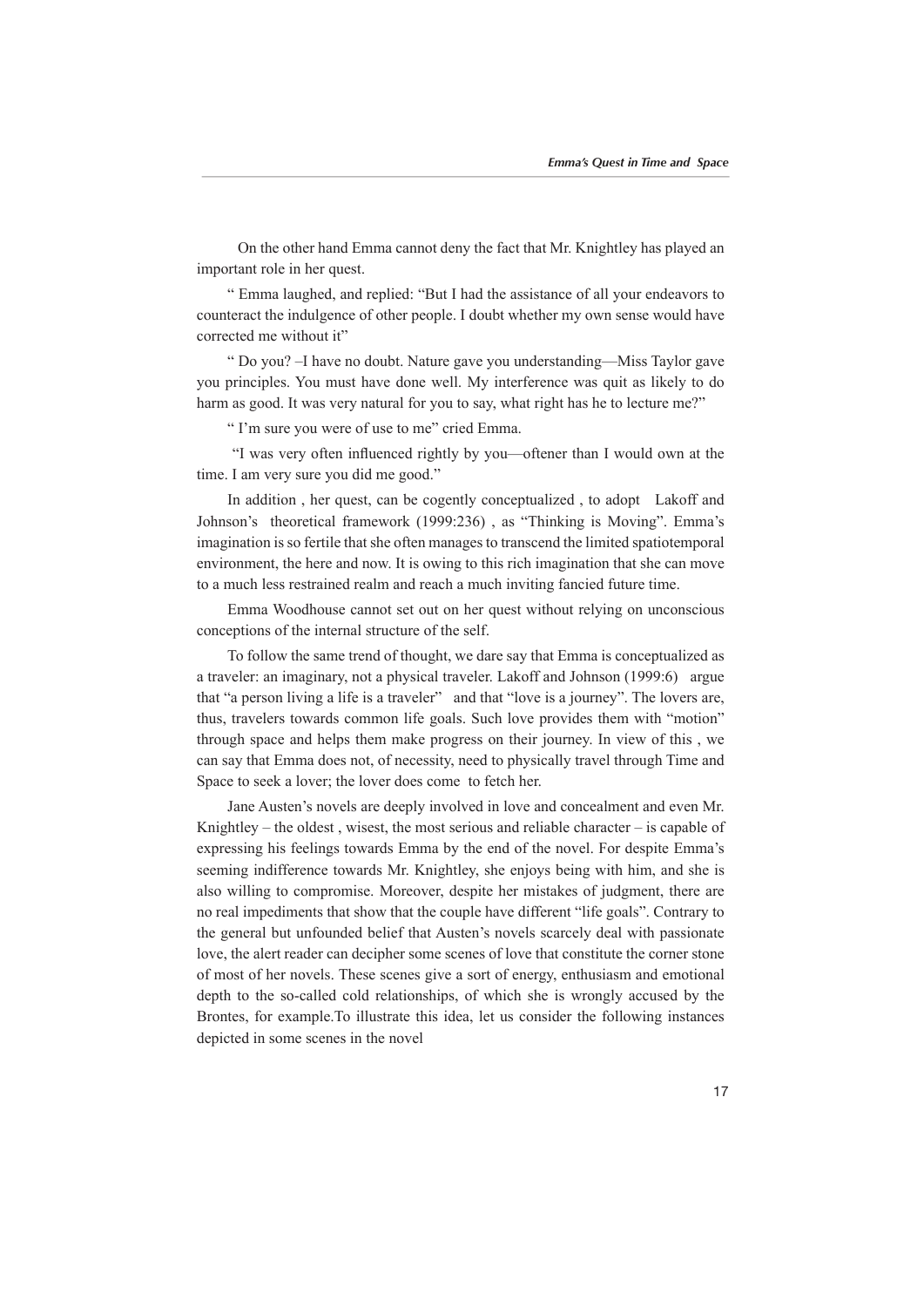On the other hand Emma cannot deny the fact that Mr. Knightley has played an important role in her quest.

" Emma laughed, and replied: "But I had the assistance of all your endeavors to counteract the indulgence of other people. I doubt whether my own sense would have corrected me without it"

" Do you? –I have no doubt. Nature gave you understanding—Miss Taylor gave you principles. You must have done well. My interference was quit as likely to do harm as good. It was very natural for you to say, what right has he to lecture me?"

" I'm sure you were of use to me" cried Emma.

"I was very often influenced rightly by you—oftener than I would own at the time. I am very sure you did me good."

In addition , her quest, can be cogently conceptualized , to adopt Lakoff and Johnson's theoretical framework (1999:236) , as "Thinking is Moving". Emma's imagination is so fertile that she often manages to transcend the limited spatiotemporal environment, the here and now. It is owing to this rich imagination that she can move to a much less restrained realm and reach a much inviting fancied future time.

Emma Woodhouse cannot set out on her quest without relying on unconscious conceptions of the internal structure of the self.

To follow the same trend of thought, we dare say that Emma is conceptualized as a traveler: an imaginary, not a physical traveler. Lakoff and Johnson (1999:6) argue that "a person living a life is a traveler" and that "love is a journey". The lovers are, thus, travelers towards common life goals. Such love provides them with "motion" through space and helps them make progress on their journey. In view of this , we can say that Emma does not, of necessity, need to physically travel through Time and Space to seek a lover; the lover does come to fetch her.

Jane Austen's novels are deeply involved in love and concealment and even Mr. Knightley – the oldest , wisest, the most serious and reliable character – is capable of expressing his feelings towards Emma by the end of the novel. For despite Emma's seeming indifference towards Mr. Knightley, she enjoys being with him, and she is also willing to compromise. Moreover, despite her mistakes of judgment, there are no real impediments that show that the couple have different "life goals". Contrary to the general but unfounded belief that Austen's novels scarcely deal with passionate love, the alert reader can decipher some scenes of love that constitute the corner stone of most of her novels. These scenes give a sort of energy, enthusiasm and emotional depth to the so-called cold relationships, of which she is wrongly accused by the Brontes, for example.To illustrate this idea, let us consider the following instances depicted in some scenes in the novel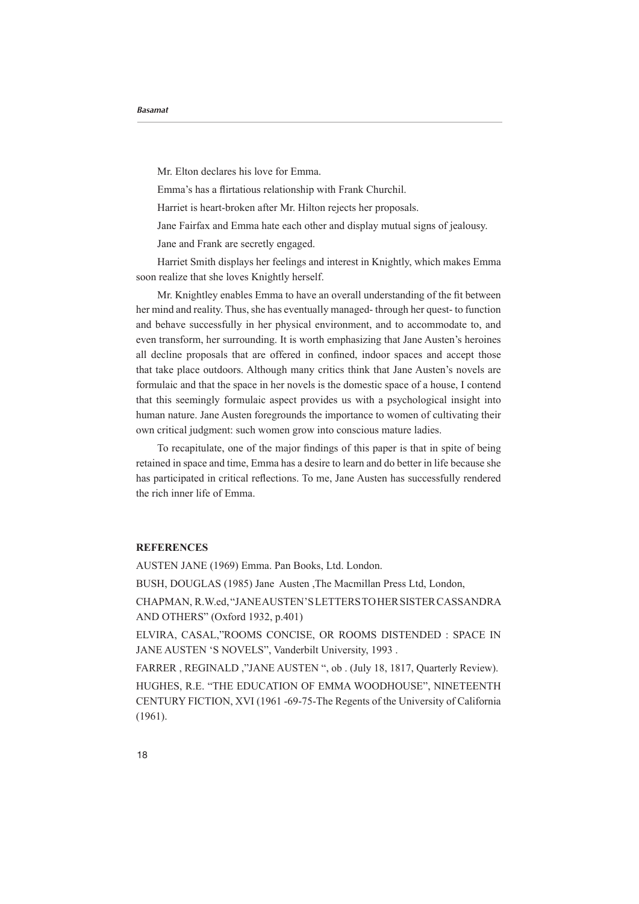Mr. Elton declares his love for Emma.

Emma's has a flirtatious relationship with Frank Churchil.

Harriet is heart-broken after Mr. Hilton rejects her proposals.

Jane Fairfax and Emma hate each other and display mutual signs of jealousy.

Jane and Frank are secretly engaged.

Harriet Smith displays her feelings and interest in Knightly, which makes Emma soon realize that she loves Knightly herself.

Mr. Knightley enables Emma to have an overall understanding of the fit between her mind and reality. Thus, she has eventually managed- through her quest- to function and behave successfully in her physical environment, and to accommodate to, and even transform, her surrounding. It is worth emphasizing that Jane Austen's heroines all decline proposals that are offered in confined, indoor spaces and accept those that take place outdoors. Although many critics think that Jane Austen's novels are formulaic and that the space in her novels is the domestic space of a house, I contend that this seemingly formulaic aspect provides us with a psychological insight into human nature. Jane Austen foregrounds the importance to women of cultivating their own critical judgment: such women grow into conscious mature ladies.

To recapitulate, one of the major findings of this paper is that in spite of being retained in space and time, Emma has a desire to learn and do better in life because she has participated in critical reflections. To me, Jane Austen has successfully rendered the rich inner life of Emma.

## REFERENCES

AUSTEN JANE (1969) Emma. Pan Books, Ltd. London.

BUSH, DOUGLAS (1985) Jane Austen ,The Macmillan Press Ltd, London,

CHAPMAN, R.W.ed, "JANE AUSTEN'S LETTERS TO HER SISTER CASSANDRA AND OTHERS" (Oxford 1932, p.401)

ELVIRA, CASAL,"ROOMS CONCISE, OR ROOMS DISTENDED : SPACE IN JANE AUSTEN 'S NOVELS", Vanderbilt University, 1993 .

FARRER , REGINALD ,"JANE AUSTEN ", ob . (July 18, 1817, Quarterly Review).

HUGHES, R.E. "THE EDUCATION OF EMMA WOODHOUSE", NINETEENTH CENTURY FICTION, XVI (1961 -69-75-The Regents of the University of California (1961).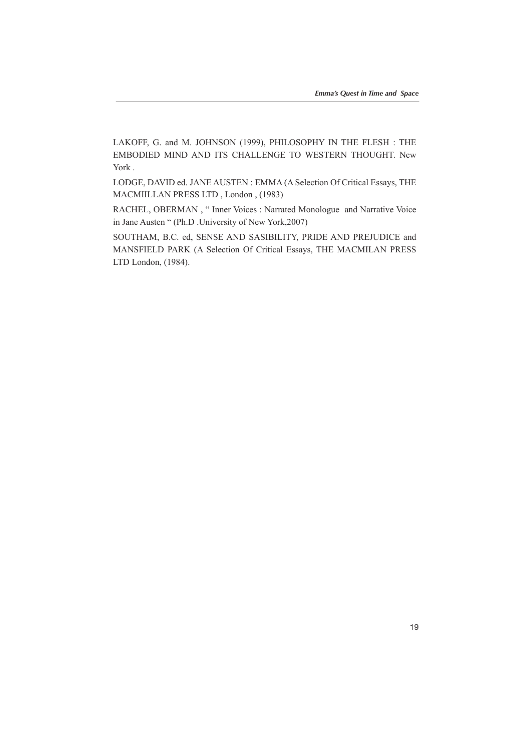LAKOFF, G. and M. JOHNSON (1999), PHILOSOPHY IN THE FLESH : THE EMBODIED MIND AND ITS CHALLENGE TO WESTERN THOUGHT. New York .

LODGE, DAVID ed. JANE AUSTEN : EMMA (A Selection Of Critical Essays, THE MACMIILLAN PRESS LTD , London , (1983)

RACHEL, OBERMAN , " Inner Voices : Narrated Monologue and Narrative Voice in Jane Austen " (Ph.D .University of New York,2007)

SOUTHAM, B.C. ed, SENSE AND SASIBILITY, PRIDE AND PREJUDICE and MANSFIELD PARK (A Selection Of Critical Essays, THE MACMILAN PRESS LTD London, (1984).